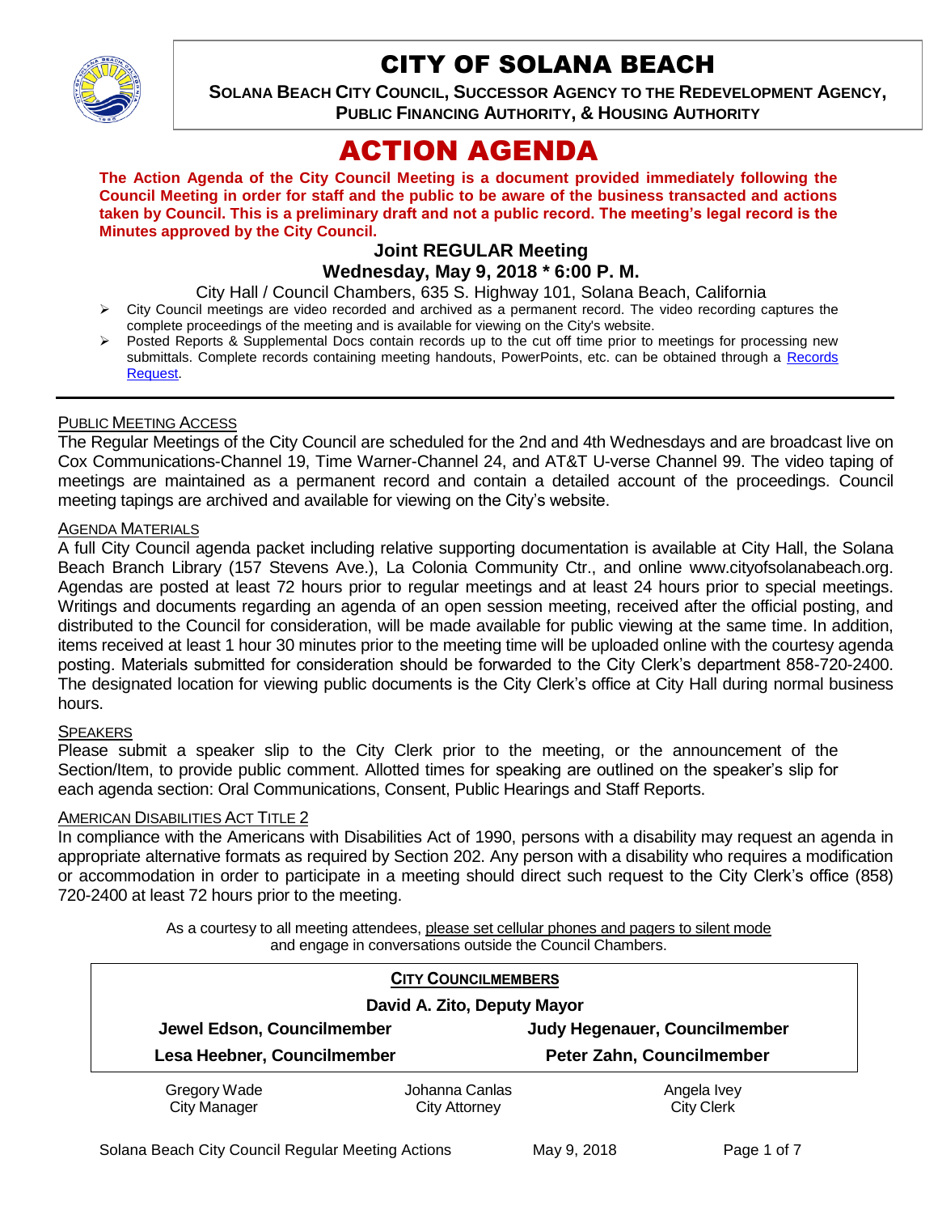# CITY OF SOLANA BEACH

**SOLANA BEACH CITY COUNCIL, SUCCESSOR AGENCY TO THE REDEVELOPMENT AGENCY, PUBLIC FINANCING AUTHORITY, & HOUSING AUTHORITY**

# ACTION AGENDA

**The Action Agenda of the City Council Meeting is a document provided immediately following the Council Meeting in order for staff and the public to be aware of the business transacted and actions taken by Council. This is a preliminary draft and not a public record. The meeting's legal record is the Minutes approved by the City Council.**

## Joint REGULAR Meeting
## Wednesday, May 9, 2018 * 6:00 P. M.

City Hall / Council Chambers, 635 S. Highway 101, Solana Beach, California

- City Council meetings are video recorded and archived as a permanent record. The video recording captures the complete proceedings of the meeting and is available for viewing on the City's website.
- Posted Reports & Supplemental Docs contain records up to the cut off time prior to meetings for processing new submittals. Complete records containing meeting handouts, PowerPoints, etc. can be obtained through a Records Request.

---

PUBLIC MEETING ACCESS

The Regular Meetings of the City Council are scheduled for the 2nd and 4th Wednesdays and are broadcast live on Cox Communications-Channel 19, Time Warner-Channel 24, and AT&T U-verse Channel 99. The video taping of meetings are maintained as a permanent record and contain a detailed account of the proceedings. Council meeting tapings are archived and available for viewing on the City's website.

AGENDA MATERIALS

A full City Council agenda packet including relative supporting documentation is available at City Hall, the Solana Beach Branch Library (157 Stevens Ave.), La Colonia Community Ctr., and online www.cityofsolanabeach.org. Agendas are posted at least 72 hours prior to regular meetings and at least 24 hours prior to special meetings. Writings and documents regarding an agenda of an open session meeting, received after the official posting, and distributed to the Council for consideration, will be made available for public viewing at the same time. In addition, items received at least 1 hour 30 minutes prior to the meeting time will be uploaded online with the courtesy agenda posting. Materials submitted for consideration should be forwarded to the City Clerk's department 858-720-2400. The designated location for viewing public documents is the City Clerk's office at City Hall during normal business hours.

SPEAKERS

Please submit a speaker slip to the City Clerk prior to the meeting, or the announcement of the Section/Item, to provide public comment. Allotted times for speaking are outlined on the speaker's slip for each agenda section: Oral Communications, Consent, Public Hearings and Staff Reports.

AMERICAN DISABILITIES ACT TITLE 2

In compliance with the Americans with Disabilities Act of 1990, persons with a disability may request an agenda in appropriate alternative formats as required by Section 202. Any person with a disability who requires a modification or accommodation in order to participate in a meeting should direct such request to the City Clerk's office (858) 720-2400 at least 72 hours prior to the meeting.

As a courtesy to all meeting attendees, please set cellular phones and pagers to silent mode and engage in conversations outside the Council Chambers.

**CITY COUNCILMEMBERS**

**David A. Zito, Deputy Mayor**

| | |
|---|---|
| **Jewel Edson, Councilmember** | **Judy Hegenauer, Councilmember** |
| **Lesa Heebner, Councilmember** | **Peter Zahn, Councilmember** |

| | | |
|---|---|---|
| Gregory Wade<br>City Manager | Johanna Canlas<br>City Attorney | Angela Ivey<br>City Clerk |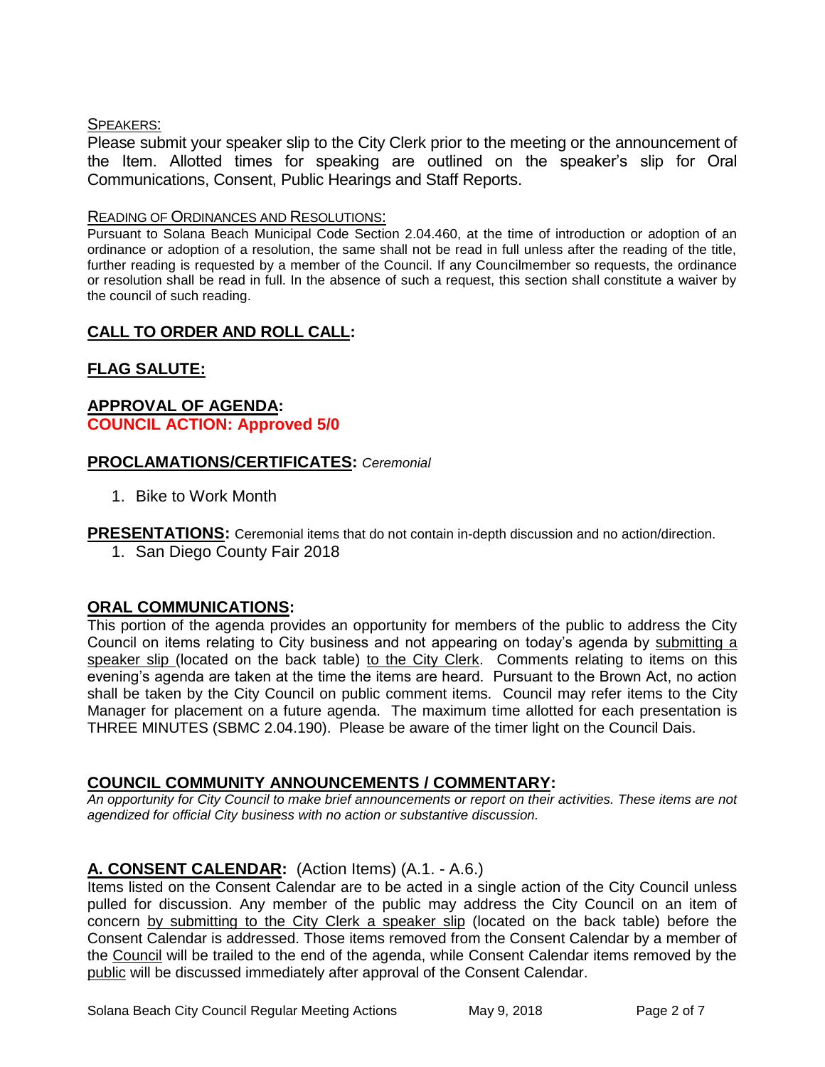SPEAKERS:

Please submit your speaker slip to the City Clerk prior to the meeting or the announcement of the Item. Allotted times for speaking are outlined on the speaker's slip for Oral Communications, Consent, Public Hearings and Staff Reports.

READING OF ORDINANCES AND RESOLUTIONS:

Pursuant to Solana Beach Municipal Code Section 2.04.460, at the time of introduction or adoption of an ordinance or adoption of a resolution, the same shall not be read in full unless after the reading of the title, further reading is requested by a member of the Council. If any Councilmember so requests, the ordinance or resolution shall be read in full. In the absence of such a request, this section shall constitute a waiver by the council of such reading.

## **CALL TO ORDER AND ROLL CALL:**

## **FLAG SALUTE:**

## **APPROVAL OF AGENDA:**

**COUNCIL ACTION: Approved 5/0**

## **PROCLAMATIONS/CERTIFICATES:** *Ceremonial*

1. Bike to Work Month

## **PRESENTATIONS:** Ceremonial items that do not contain in-depth discussion and no action/direction.

1. San Diego County Fair 2018

## **ORAL COMMUNICATIONS:**

This portion of the agenda provides an opportunity for members of the public to address the City Council on items relating to City business and not appearing on today's agenda by submitting a speaker slip (located on the back table) to the City Clerk. Comments relating to items on this evening's agenda are taken at the time the items are heard. Pursuant to the Brown Act, no action shall be taken by the City Council on public comment items. Council may refer items to the City Manager for placement on a future agenda. The maximum time allotted for each presentation is THREE MINUTES (SBMC 2.04.190). Please be aware of the timer light on the Council Dais.

## **COUNCIL COMMUNITY ANNOUNCEMENTS / COMMENTARY:**

*An opportunity for City Council to make brief announcements or report on their activities. These items are not agendized for official City business with no action or substantive discussion.*

## **A. CONSENT CALENDAR:** (Action Items) (A.1. - A.6.)

Items listed on the Consent Calendar are to be acted in a single action of the City Council unless pulled for discussion. Any member of the public may address the City Council on an item of concern by submitting to the City Clerk a speaker slip (located on the back table) before the Consent Calendar is addressed. Those items removed from the Consent Calendar by a member of the Council will be trailed to the end of the agenda, while Consent Calendar items removed by the public will be discussed immediately after approval of the Consent Calendar.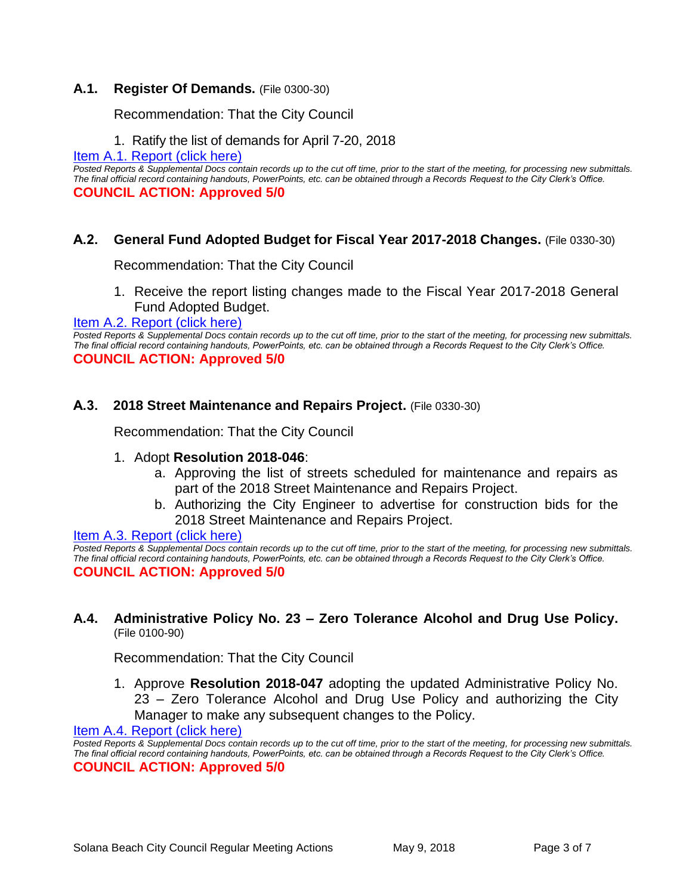### A.1. **Register Of Demands.** (File 0300-30)

Recommendation: That the City Council

1. Ratify the list of demands for April 7-20, 2018

Item A.1. Report (click here)

*Posted Reports & Supplemental Docs contain records up to the cut off time, prior to the start of the meeting, for processing new submittals. The final official record containing handouts, PowerPoints, etc. can be obtained through a Records Request to the City Clerk's Office.*

**COUNCIL ACTION: Approved 5/0**

### A.2. **General Fund Adopted Budget for Fiscal Year 2017-2018 Changes.** (File 0330-30)

Recommendation: That the City Council

1. Receive the report listing changes made to the Fiscal Year 2017-2018 General Fund Adopted Budget.

Item A.2. Report (click here)

*Posted Reports & Supplemental Docs contain records up to the cut off time, prior to the start of the meeting, for processing new submittals. The final official record containing handouts, PowerPoints, etc. can be obtained through a Records Request to the City Clerk's Office.*

**COUNCIL ACTION: Approved 5/0**

### A.3. **2018 Street Maintenance and Repairs Project.** (File 0330-30)

Recommendation: That the City Council

1. Adopt **Resolution 2018-046**:
   a. Approving the list of streets scheduled for maintenance and repairs as part of the 2018 Street Maintenance and Repairs Project.
   b. Authorizing the City Engineer to advertise for construction bids for the 2018 Street Maintenance and Repairs Project.

Item A.3. Report (click here)

*Posted Reports & Supplemental Docs contain records up to the cut off time, prior to the start of the meeting, for processing new submittals. The final official record containing handouts, PowerPoints, etc. can be obtained through a Records Request to the City Clerk's Office.*

**COUNCIL ACTION: Approved 5/0**

### A.4. **Administrative Policy No. 23 – Zero Tolerance Alcohol and Drug Use Policy.** (File 0100-90)

Recommendation: That the City Council

1. Approve **Resolution 2018-047** adopting the updated Administrative Policy No. 23 – Zero Tolerance Alcohol and Drug Use Policy and authorizing the City Manager to make any subsequent changes to the Policy.

Item A.4. Report (click here)

*Posted Reports & Supplemental Docs contain records up to the cut off time, prior to the start of the meeting, for processing new submittals. The final official record containing handouts, PowerPoints, etc. can be obtained through a Records Request to the City Clerk's Office.*

**COUNCIL ACTION: Approved 5/0**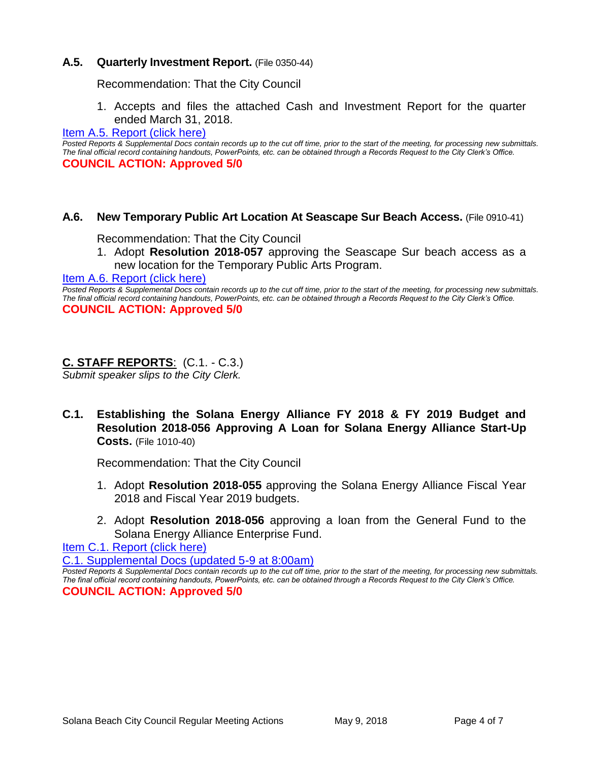### A.5. **Quarterly Investment Report.** (File 0350-44)

Recommendation: That the City Council

1. Accepts and files the attached Cash and Investment Report for the quarter ended March 31, 2018.

[Item A.5. Report (click here)]

*Posted Reports & Supplemental Docs contain records up to the cut off time, prior to the start of the meeting, for processing new submittals. The final official record containing handouts, PowerPoints, etc. can be obtained through a Records Request to the City Clerk's Office.*

**COUNCIL ACTION: Approved 5/0**

### A.6. **New Temporary Public Art Location At Seascape Sur Beach Access.** (File 0910-41)

Recommendation: That the City Council

1. Adopt **Resolution 2018-057** approving the Seascape Sur beach access as a new location for the Temporary Public Arts Program.

[Item A.6. Report (click here)]

*Posted Reports & Supplemental Docs contain records up to the cut off time, prior to the start of the meeting, for processing new submittals. The final official record containing handouts, PowerPoints, etc. can be obtained through a Records Request to the City Clerk's Office.*

**COUNCIL ACTION: Approved 5/0**

## C. STAFF REPORTS: (C.1. - C.3.)

*Submit speaker slips to the City Clerk.*

### C.1. **Establishing the Solana Energy Alliance FY 2018 & FY 2019 Budget and Resolution 2018-056 Approving A Loan for Solana Energy Alliance Start-Up Costs.** (File 1010-40)

Recommendation: That the City Council

1. Adopt **Resolution 2018-055** approving the Solana Energy Alliance Fiscal Year 2018 and Fiscal Year 2019 budgets.

2. Adopt **Resolution 2018-056** approving a loan from the General Fund to the Solana Energy Alliance Enterprise Fund.

[Item C.1. Report (click here)]

[C.1. Supplemental Docs (updated 5-9 at 8:00am)]

*Posted Reports & Supplemental Docs contain records up to the cut off time, prior to the start of the meeting, for processing new submittals. The final official record containing handouts, PowerPoints, etc. can be obtained through a Records Request to the City Clerk's Office.*

**COUNCIL ACTION: Approved 5/0**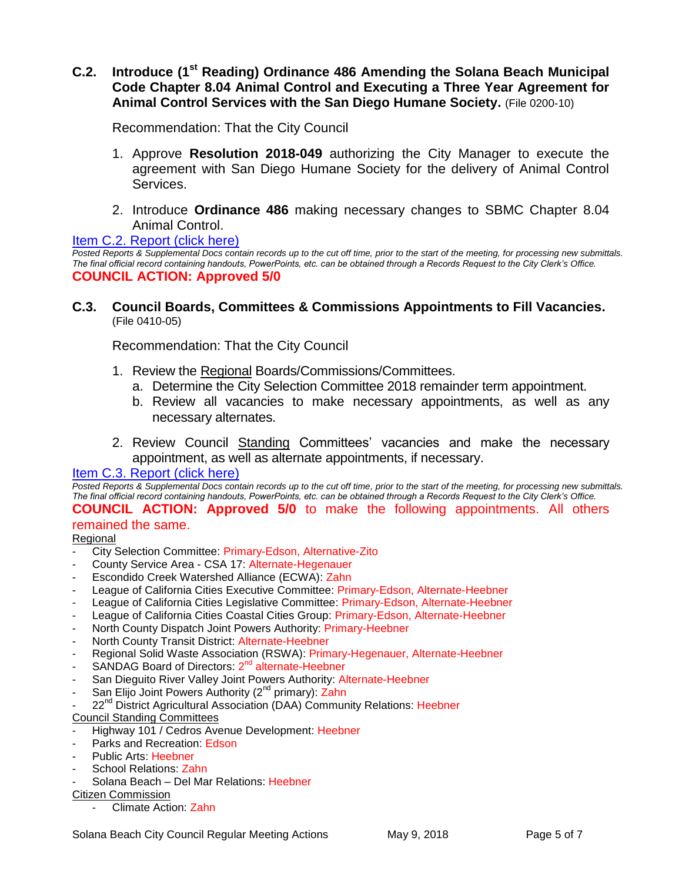### C.2. Introduce (1st Reading) Ordinance 486 Amending the Solana Beach Municipal Code Chapter 8.04 Animal Control and Executing a Three Year Agreement for Animal Control Services with the San Diego Humane Society. (File 0200-10)

Recommendation: That the City Council

1. Approve **Resolution 2018-049** authorizing the City Manager to execute the agreement with San Diego Humane Society for the delivery of Animal Control Services.

2. Introduce **Ordinance 486** making necessary changes to SBMC Chapter 8.04 Animal Control.

Item C.2. Report (click here)

*Posted Reports & Supplemental Docs contain records up to the cut off time, prior to the start of the meeting, for processing new submittals. The final official record containing handouts, PowerPoints, etc. can be obtained through a Records Request to the City Clerk's Office.*

**COUNCIL ACTION: Approved 5/0**

### C.3. Council Boards, Committees & Commissions Appointments to Fill Vacancies. (File 0410-05)

Recommendation: That the City Council

1. Review the Regional Boards/Commissions/Committees.
   a. Determine the City Selection Committee 2018 remainder term appointment.
   b. Review all vacancies to make necessary appointments, as well as any necessary alternates.

2. Review Council Standing Committees' vacancies and make the necessary appointment, as well as alternate appointments, if necessary.

Item C.3. Report (click here)

*Posted Reports & Supplemental Docs contain records up to the cut off time, prior to the start of the meeting, for processing new submittals. The final official record containing handouts, PowerPoints, etc. can be obtained through a Records Request to the City Clerk's Office.*

**COUNCIL ACTION: Approved 5/0** to make the following appointments. All others remained the same.

Regional

- City Selection Committee: Primary-Edson, Alternative-Zito
- County Service Area - CSA 17: Alternate-Hegenauer
- Escondido Creek Watershed Alliance (ECWA): Zahn
- League of California Cities Executive Committee: Primary-Edson, Alternate-Heebner
- League of California Cities Legislative Committee: Primary-Edson, Alternate-Heebner
- League of California Cities Coastal Cities Group: Primary-Edson, Alternate-Heebner
- North County Dispatch Joint Powers Authority: Primary-Heebner
- North County Transit District: Alternate-Heebner
- Regional Solid Waste Association (RSWA): Primary-Hegenauer, Alternate-Heebner
- SANDAG Board of Directors: 2nd alternate-Heebner
- San Dieguito River Valley Joint Powers Authority: Alternate-Heebner
- San Elijo Joint Powers Authority (2nd primary): Zahn
- 22nd District Agricultural Association (DAA) Community Relations: Heebner

Council Standing Committees

- Highway 101 / Cedros Avenue Development: Heebner
- Parks and Recreation: Edson
- Public Arts: Heebner
- School Relations: Zahn
- Solana Beach – Del Mar Relations: Heebner

Citizen Commission

- Climate Action: Zahn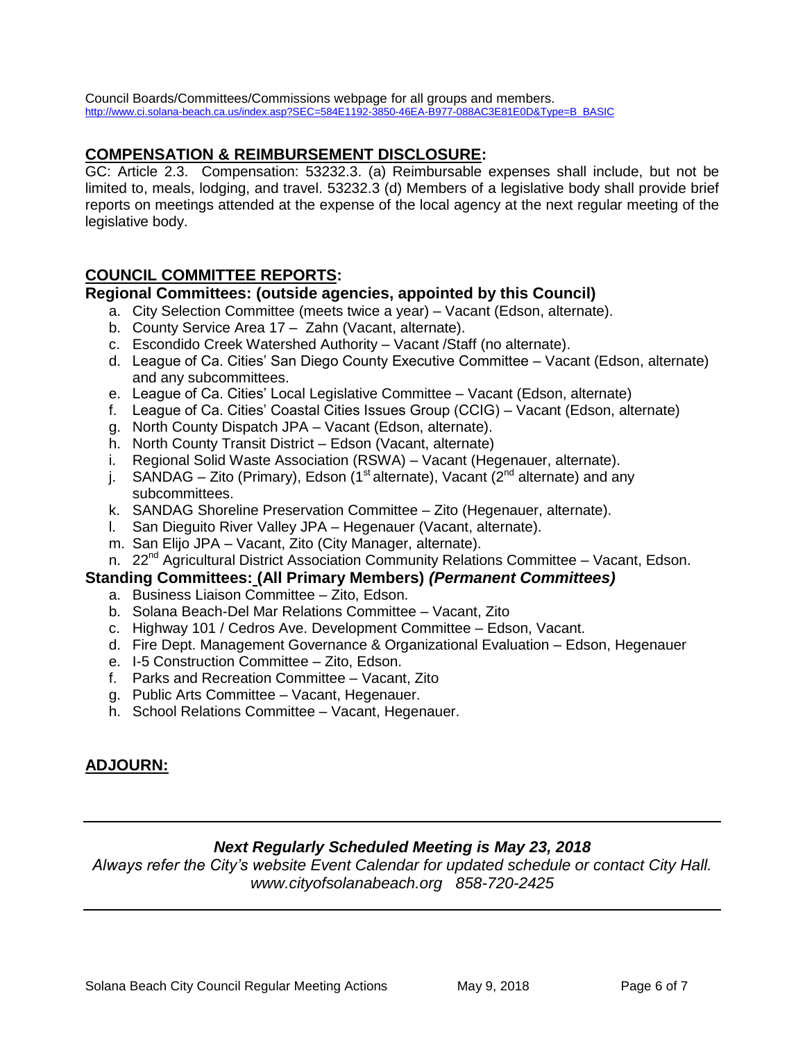Council Boards/Committees/Commissions webpage for all groups and members.
http://www.ci.solana-beach.ca.us/index.asp?SEC=584E1192-3850-46EA-B977-088AC3E81E0D&Type=B_BASIC

## COMPENSATION & REIMBURSEMENT DISCLOSURE:

GC: Article 2.3. Compensation: 53232.3. (a) Reimbursable expenses shall include, but not be limited to, meals, lodging, and travel. 53232.3 (d) Members of a legislative body shall provide brief reports on meetings attended at the expense of the local agency at the next regular meeting of the legislative body.

## COUNCIL COMMITTEE REPORTS:

### Regional Committees: (outside agencies, appointed by this Council)

a. City Selection Committee (meets twice a year) – Vacant (Edson, alternate).
b. County Service Area 17 – Zahn (Vacant, alternate).
c. Escondido Creek Watershed Authority – Vacant /Staff (no alternate).
d. League of Ca. Cities' San Diego County Executive Committee – Vacant (Edson, alternate) and any subcommittees.
e. League of Ca. Cities' Local Legislative Committee – Vacant (Edson, alternate)
f. League of Ca. Cities' Coastal Cities Issues Group (CCIG) – Vacant (Edson, alternate)
g. North County Dispatch JPA – Vacant (Edson, alternate).
h. North County Transit District – Edson (Vacant, alternate)
i. Regional Solid Waste Association (RSWA) – Vacant (Hegenauer, alternate).
j. SANDAG – Zito (Primary), Edson (1st alternate), Vacant (2nd alternate) and any subcommittees.
k. SANDAG Shoreline Preservation Committee – Zito (Hegenauer, alternate).
l. San Dieguito River Valley JPA – Hegenauer (Vacant, alternate).
m. San Elijo JPA – Vacant, Zito (City Manager, alternate).
n. 22nd Agricultural District Association Community Relations Committee – Vacant, Edson.

### Standing Committees: (All Primary Members) *(Permanent Committees)*

a. Business Liaison Committee – Zito, Edson.
b. Solana Beach-Del Mar Relations Committee – Vacant, Zito
c. Highway 101 / Cedros Ave. Development Committee – Edson, Vacant.
d. Fire Dept. Management Governance & Organizational Evaluation – Edson, Hegenauer
e. I-5 Construction Committee – Zito, Edson.
f. Parks and Recreation Committee – Vacant, Zito
g. Public Arts Committee – Vacant, Hegenauer.
h. School Relations Committee – Vacant, Hegenauer.

## ADJOURN:

***Next Regularly Scheduled Meeting is May 23, 2018***

*Always refer the City's website Event Calendar for updated schedule or contact City Hall. www.cityofsolanabeach.org 858-720-2425*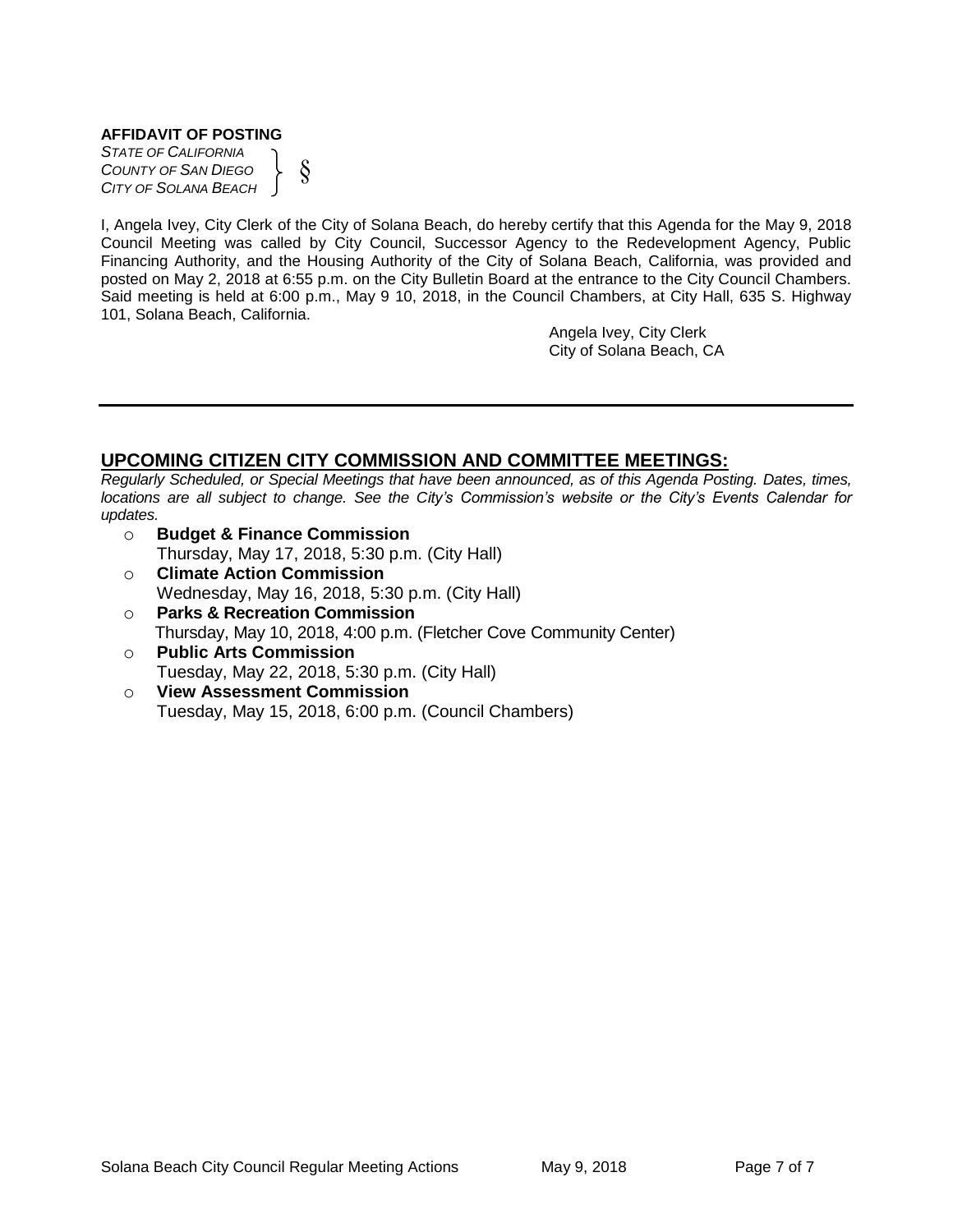**AFFIDAVIT OF POSTING**

*STATE OF CALIFORNIA*
*COUNTY OF SAN DIEGO* } §
*CITY OF SOLANA BEACH*

I, Angela Ivey, City Clerk of the City of Solana Beach, do hereby certify that this Agenda for the May 9, 2018 Council Meeting was called by City Council, Successor Agency to the Redevelopment Agency, Public Financing Authority, and the Housing Authority of the City of Solana Beach, California, was provided and posted on May 2, 2018 at 6:55 p.m. on the City Bulletin Board at the entrance to the City Council Chambers. Said meeting is held at 6:00 p.m., May 9 10, 2018, in the Council Chambers, at City Hall, 635 S. Highway 101, Solana Beach, California.

Angela Ivey, City Clerk
City of Solana Beach, CA

---

## UPCOMING CITIZEN CITY COMMISSION AND COMMITTEE MEETINGS:

*Regularly Scheduled, or Special Meetings that have been announced, as of this Agenda Posting. Dates, times, locations are all subject to change. See the City's Commission's website or the City's Events Calendar for updates.*

- **Budget & Finance Commission**
  Thursday, May 17, 2018, 5:30 p.m. (City Hall)
- **Climate Action Commission**
  Wednesday, May 16, 2018, 5:30 p.m. (City Hall)
- **Parks & Recreation Commission**
  Thursday, May 10, 2018, 4:00 p.m. (Fletcher Cove Community Center)
- **Public Arts Commission**
  Tuesday, May 22, 2018, 5:30 p.m. (City Hall)
- **View Assessment Commission**
  Tuesday, May 15, 2018, 6:00 p.m. (Council Chambers)